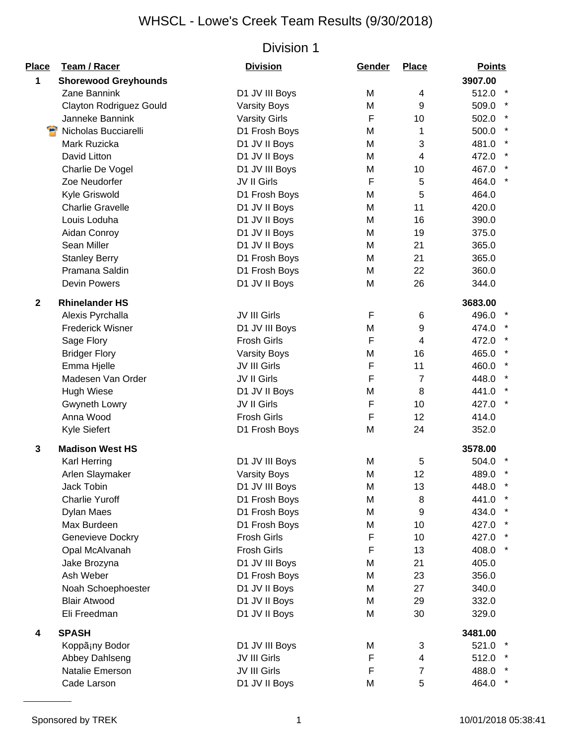# WHSCL - Lowe's Creek Team Results (9/30/2018)

## Division 1

| Place | Team / Racer | Division | Gender | Place | Points | |
|---|---|---|---|---|---|---|
| **1** | **Shorewood Greyhounds** | | | | **3907.00** | |
| | Zane Bannink | D1 JV III Boys | M | 4 | 512.0 | * |
| | Clayton Rodriguez Gould | Varsity Boys | M | 9 | 509.0 | * |
| | Janneke Bannink | Varsity Girls | F | 10 | 502.0 | * |
| | Nicholas Bucciarelli | D1 Frosh Boys | M | 1 | 500.0 | * |
| | Mark Ruzicka | D1 JV II Boys | M | 3 | 481.0 | * |
| | David Litton | D1 JV II Boys | M | 4 | 472.0 | * |
| | Charlie De Vogel | D1 JV III Boys | M | 10 | 467.0 | * |
| | Zoe Neudorfer | JV II Girls | F | 5 | 464.0 | * |
| | Kyle Griswold | D1 Frosh Boys | M | 5 | 464.0 | |
| | Charlie Gravelle | D1 JV II Boys | M | 11 | 420.0 | |
| | Louis Loduha | D1 JV II Boys | M | 16 | 390.0 | |
| | Aidan Conroy | D1 JV II Boys | M | 19 | 375.0 | |
| | Sean Miller | D1 JV II Boys | M | 21 | 365.0 | |
| | Stanley Berry | D1 Frosh Boys | M | 21 | 365.0 | |
| | Pramana Saldin | D1 Frosh Boys | M | 22 | 360.0 | |
| | Devin Powers | D1 JV II Boys | M | 26 | 344.0 | |
| **2** | **Rhinelander HS** | | | | **3683.00** | |
| | Alexis Pyrchalla | JV III Girls | F | 6 | 496.0 | * |
| | Frederick Wisner | D1 JV III Boys | M | 9 | 474.0 | * |
| | Sage Flory | Frosh Girls | F | 4 | 472.0 | * |
| | Bridger Flory | Varsity Boys | M | 16 | 465.0 | * |
| | Emma Hjelle | JV III Girls | F | 11 | 460.0 | * |
| | Madesen Van Order | JV II Girls | F | 7 | 448.0 | * |
| | Hugh Wiese | D1 JV II Boys | M | 8 | 441.0 | * |
| | Gwyneth Lowry | JV II Girls | F | 10 | 427.0 | * |
| | Anna Wood | Frosh Girls | F | 12 | 414.0 | |
| | Kyle Siefert | D1 Frosh Boys | M | 24 | 352.0 | |
| **3** | **Madison West HS** | | | | **3578.00** | |
| | Karl Herring | D1 JV III Boys | M | 5 | 504.0 | * |
| | Arlen Slaymaker | Varsity Boys | M | 12 | 489.0 | * |
| | Jack Tobin | D1 JV III Boys | M | 13 | 448.0 | * |
| | Charlie Yuroff | D1 Frosh Boys | M | 8 | 441.0 | * |
| | Dylan Maes | D1 Frosh Boys | M | 9 | 434.0 | * |
| | Max Burdeen | D1 Frosh Boys | M | 10 | 427.0 | * |
| | Genevieve Dockry | Frosh Girls | F | 10 | 427.0 | * |
| | Opal McAlvanah | Frosh Girls | F | 13 | 408.0 | * |
| | Jake Brozyna | D1 JV III Boys | M | 21 | 405.0 | |
| | Ash Weber | D1 Frosh Boys | M | 23 | 356.0 | |
| | Noah Schoephoester | D1 JV II Boys | M | 27 | 340.0 | |
| | Blair Atwood | D1 JV II Boys | M | 29 | 332.0 | |
| | Eli Freedman | D1 JV II Boys | M | 30 | 329.0 | |
| **4** | **SPASH** | | | | **3481.00** | |
| | Koppã¡ny Bodor | D1 JV III Boys | M | 3 | 521.0 | * |
| | Abbey Dahlseng | JV III Girls | F | 4 | 512.0 | * |
| | Natalie Emerson | JV III Girls | F | 7 | 488.0 | * |
| | Cade Larson | D1 JV II Boys | M | 5 | 464.0 | * |

Sponsored by TREK

10/01/2018 05:38:41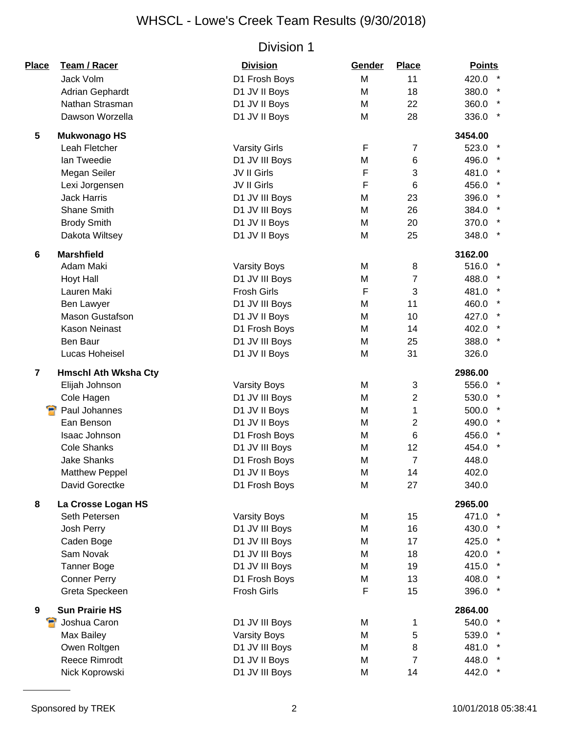# WHSCL - Lowe's Creek Team Results (9/30/2018)

## Division 1

| Place | Team / Racer | Division | Gender | Place | Points | |
|---|---|---|---|---|---|---|
| | Jack Volm | D1 Frosh Boys | M | 11 | 420.0 | * |
| | Adrian Gephardt | D1 JV II Boys | M | 18 | 380.0 | * |
| | Nathan Strasman | D1 JV II Boys | M | 22 | 360.0 | * |
| | Dawson Worzella | D1 JV II Boys | M | 28 | 336.0 | * |
| **5** | **Mukwonago HS** | | | | **3454.00** | |
| | Leah Fletcher | Varsity Girls | F | 7 | 523.0 | * |
| | Ian Tweedie | D1 JV III Boys | M | 6 | 496.0 | * |
| | Megan Seiler | JV II Girls | F | 3 | 481.0 | * |
| | Lexi Jorgensen | JV II Girls | F | 6 | 456.0 | * |
| | Jack Harris | D1 JV III Boys | M | 23 | 396.0 | * |
| | Shane Smith | D1 JV III Boys | M | 26 | 384.0 | * |
| | Brody Smith | D1 JV II Boys | M | 20 | 370.0 | * |
| | Dakota Wiltsey | D1 JV II Boys | M | 25 | 348.0 | * |
| **6** | **Marshfield** | | | | **3162.00** | |
| | Adam Maki | Varsity Boys | M | 8 | 516.0 | * |
| | Hoyt Hall | D1 JV III Boys | M | 7 | 488.0 | * |
| | Lauren Maki | Frosh Girls | F | 3 | 481.0 | * |
| | Ben Lawyer | D1 JV III Boys | M | 11 | 460.0 | * |
| | Mason Gustafson | D1 JV II Boys | M | 10 | 427.0 | * |
| | Kason Neinast | D1 Frosh Boys | M | 14 | 402.0 | * |
| | Ben Baur | D1 JV III Boys | M | 25 | 388.0 | * |
| | Lucas Hoheisel | D1 JV II Boys | M | 31 | 326.0 | |
| **7** | **Hmschl Ath Wksha Cty** | | | | **2986.00** | |
| | Elijah Johnson | Varsity Boys | M | 3 | 556.0 | * |
| | Cole Hagen | D1 JV III Boys | M | 2 | 530.0 | * |
| | Paul Johannes | D1 JV II Boys | M | 1 | 500.0 | * |
| | Ean Benson | D1 JV II Boys | M | 2 | 490.0 | * |
| | Isaac Johnson | D1 Frosh Boys | M | 6 | 456.0 | * |
| | Cole Shanks | D1 JV III Boys | M | 12 | 454.0 | * |
| | Jake Shanks | D1 Frosh Boys | M | 7 | 448.0 | |
| | Matthew Peppel | D1 JV II Boys | M | 14 | 402.0 | |
| | David Gorectke | D1 Frosh Boys | M | 27 | 340.0 | |
| **8** | **La Crosse Logan HS** | | | | **2965.00** | |
| | Seth Petersen | Varsity Boys | M | 15 | 471.0 | * |
| | Josh Perry | D1 JV III Boys | M | 16 | 430.0 | * |
| | Caden Boge | D1 JV III Boys | M | 17 | 425.0 | * |
| | Sam Novak | D1 JV III Boys | M | 18 | 420.0 | * |
| | Tanner Boge | D1 JV III Boys | M | 19 | 415.0 | * |
| | Conner Perry | D1 Frosh Boys | M | 13 | 408.0 | * |
| | Greta Speckeen | Frosh Girls | F | 15 | 396.0 | * |
| **9** | **Sun Prairie HS** | | | | **2864.00** | |
| | Joshua Caron | D1 JV III Boys | M | 1 | 540.0 | * |
| | Max Bailey | Varsity Boys | M | 5 | 539.0 | * |
| | Owen Roltgen | D1 JV III Boys | M | 8 | 481.0 | * |
| | Reece Rimrodt | D1 JV II Boys | M | 7 | 448.0 | * |
| | Nick Koprowski | D1 JV III Boys | M | 14 | 442.0 | * |

Sponsored by TREK

10/01/2018 05:38:41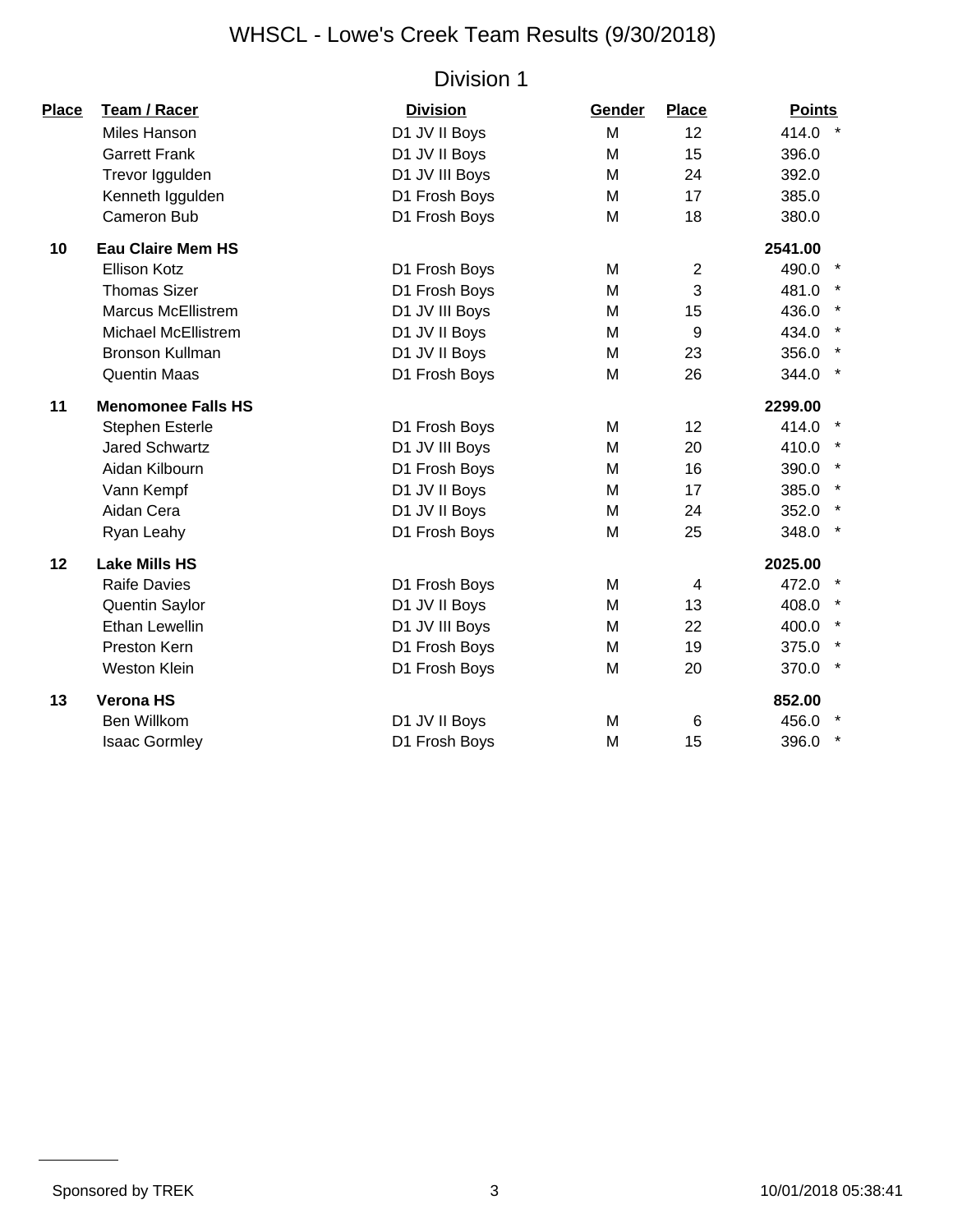# WHSCL - Lowe's Creek Team Results (9/30/2018)

## Division 1

| Place | Team / Racer | Division | Gender | Place | Points | |
|---|---|---|---|---|---|---|
| | Miles Hanson | D1 JV II Boys | M | 12 | 414.0 | * |
| | Garrett Frank | D1 JV II Boys | M | 15 | 396.0 | |
| | Trevor Iggulden | D1 JV III Boys | M | 24 | 392.0 | |
| | Kenneth Iggulden | D1 Frosh Boys | M | 17 | 385.0 | |
| | Cameron Bub | D1 Frosh Boys | M | 18 | 380.0 | |
| **10** | **Eau Claire Mem HS** | | | | **2541.00** | |
| | Ellison Kotz | D1 Frosh Boys | M | 2 | 490.0 | * |
| | Thomas Sizer | D1 Frosh Boys | M | 3 | 481.0 | * |
| | Marcus McEllistrem | D1 JV III Boys | M | 15 | 436.0 | * |
| | Michael McEllistrem | D1 JV II Boys | M | 9 | 434.0 | * |
| | Bronson Kullman | D1 JV II Boys | M | 23 | 356.0 | * |
| | Quentin Maas | D1 Frosh Boys | M | 26 | 344.0 | * |
| **11** | **Menomonee Falls HS** | | | | **2299.00** | |
| | Stephen Esterle | D1 Frosh Boys | M | 12 | 414.0 | * |
| | Jared Schwartz | D1 JV III Boys | M | 20 | 410.0 | * |
| | Aidan Kilbourn | D1 Frosh Boys | M | 16 | 390.0 | * |
| | Vann Kempf | D1 JV II Boys | M | 17 | 385.0 | * |
| | Aidan Cera | D1 JV II Boys | M | 24 | 352.0 | * |
| | Ryan Leahy | D1 Frosh Boys | M | 25 | 348.0 | * |
| **12** | **Lake Mills HS** | | | | **2025.00** | |
| | Raife Davies | D1 Frosh Boys | M | 4 | 472.0 | * |
| | Quentin Saylor | D1 JV II Boys | M | 13 | 408.0 | * |
| | Ethan Lewellin | D1 JV III Boys | M | 22 | 400.0 | * |
| | Preston Kern | D1 Frosh Boys | M | 19 | 375.0 | * |
| | Weston Klein | D1 Frosh Boys | M | 20 | 370.0 | * |
| **13** | **Verona HS** | | | | **852.00** | |
| | Ben Willkom | D1 JV II Boys | M | 6 | 456.0 | * |
| | Isaac Gormley | D1 Frosh Boys | M | 15 | 396.0 | * |

Sponsored by TREK

10/01/2018 05:38:41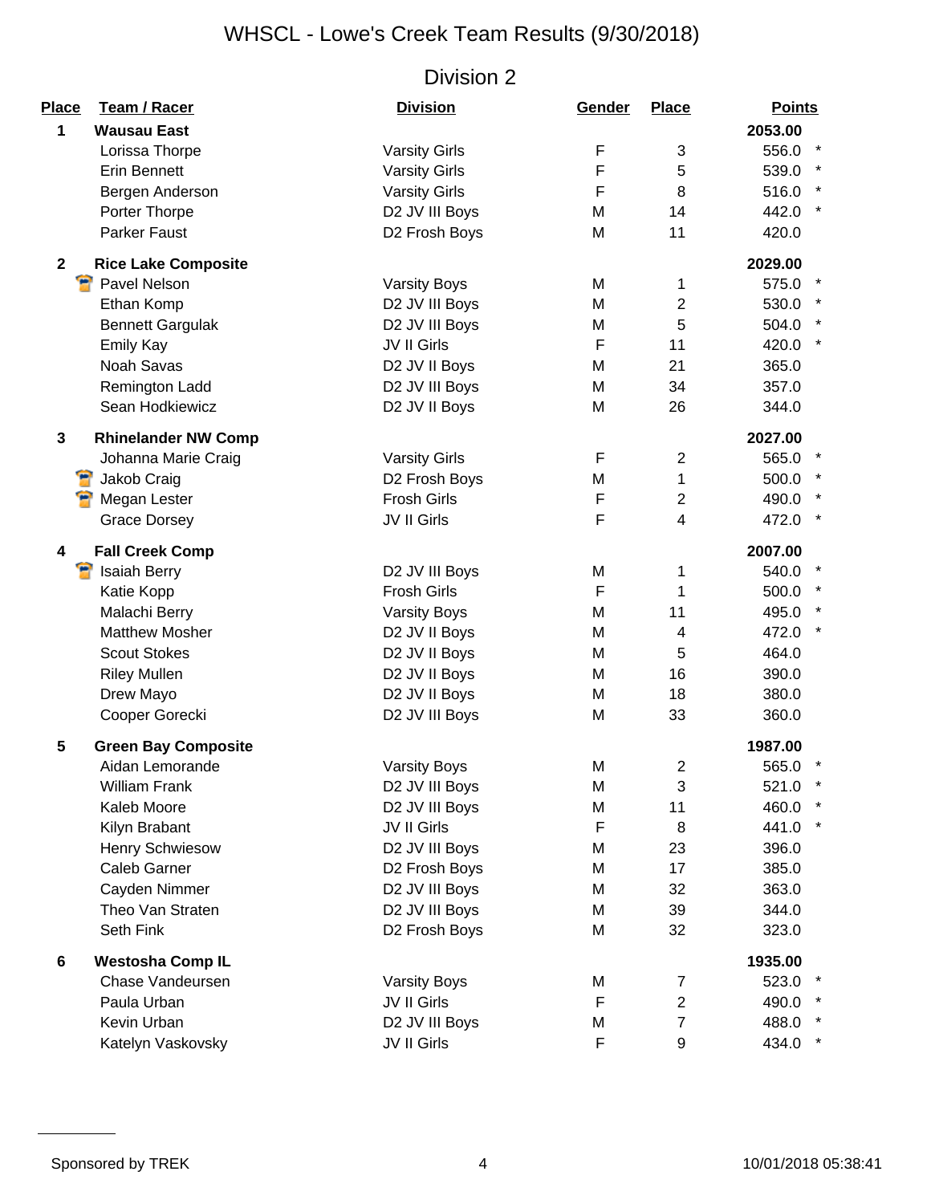# WHSCL - Lowe's Creek Team Results (9/30/2018)

## Division 2

| Place | Team / Racer | Division | Gender | Place | Points | |
|---|---|---|---|---|---|---|
| **1** | **Wausau East** | | | | **2053.00** | |
| | Lorissa Thorpe | Varsity Girls | F | 3 | 556.0 | * |
| | Erin Bennett | Varsity Girls | F | 5 | 539.0 | * |
| | Bergen Anderson | Varsity Girls | F | 8 | 516.0 | * |
| | Porter Thorpe | D2 JV III Boys | M | 14 | 442.0 | * |
| | Parker Faust | D2 Frosh Boys | M | 11 | 420.0 | |
| **2** | **Rice Lake Composite** | | | | **2029.00** | |
| | Pavel Nelson | Varsity Boys | M | 1 | 575.0 | * |
| | Ethan Komp | D2 JV III Boys | M | 2 | 530.0 | * |
| | Bennett Gargulak | D2 JV III Boys | M | 5 | 504.0 | * |
| | Emily Kay | JV II Girls | F | 11 | 420.0 | * |
| | Noah Savas | D2 JV II Boys | M | 21 | 365.0 | |
| | Remington Ladd | D2 JV III Boys | M | 34 | 357.0 | |
| | Sean Hodkiewicz | D2 JV II Boys | M | 26 | 344.0 | |
| **3** | **Rhinelander NW Comp** | | | | **2027.00** | |
| | Johanna Marie Craig | Varsity Girls | F | 2 | 565.0 | * |
| | Jakob Craig | D2 Frosh Boys | M | 1 | 500.0 | * |
| | Megan Lester | Frosh Girls | F | 2 | 490.0 | * |
| | Grace Dorsey | JV II Girls | F | 4 | 472.0 | * |
| **4** | **Fall Creek Comp** | | | | **2007.00** | |
| | Isaiah Berry | D2 JV III Boys | M | 1 | 540.0 | * |
| | Katie Kopp | Frosh Girls | F | 1 | 500.0 | * |
| | Malachi Berry | Varsity Boys | M | 11 | 495.0 | * |
| | Matthew Mosher | D2 JV II Boys | M | 4 | 472.0 | * |
| | Scout Stokes | D2 JV II Boys | M | 5 | 464.0 | |
| | Riley Mullen | D2 JV II Boys | M | 16 | 390.0 | |
| | Drew Mayo | D2 JV II Boys | M | 18 | 380.0 | |
| | Cooper Gorecki | D2 JV III Boys | M | 33 | 360.0 | |
| **5** | **Green Bay Composite** | | | | **1987.00** | |
| | Aidan Lemorande | Varsity Boys | M | 2 | 565.0 | * |
| | William Frank | D2 JV III Boys | M | 3 | 521.0 | * |
| | Kaleb Moore | D2 JV III Boys | M | 11 | 460.0 | * |
| | Kilyn Brabant | JV II Girls | F | 8 | 441.0 | * |
| | Henry Schwiesow | D2 JV III Boys | M | 23 | 396.0 | |
| | Caleb Garner | D2 Frosh Boys | M | 17 | 385.0 | |
| | Cayden Nimmer | D2 JV III Boys | M | 32 | 363.0 | |
| | Theo Van Straten | D2 JV III Boys | M | 39 | 344.0 | |
| | Seth Fink | D2 Frosh Boys | M | 32 | 323.0 | |
| **6** | **Westosha Comp IL** | | | | **1935.00** | |
| | Chase Vandeursen | Varsity Boys | M | 7 | 523.0 | * |
| | Paula Urban | JV II Girls | F | 2 | 490.0 | * |
| | Kevin Urban | D2 JV III Boys | M | 7 | 488.0 | * |
| | Katelyn Vaskovsky | JV II Girls | F | 9 | 434.0 | * |

Sponsored by TREK

10/01/2018 05:38:41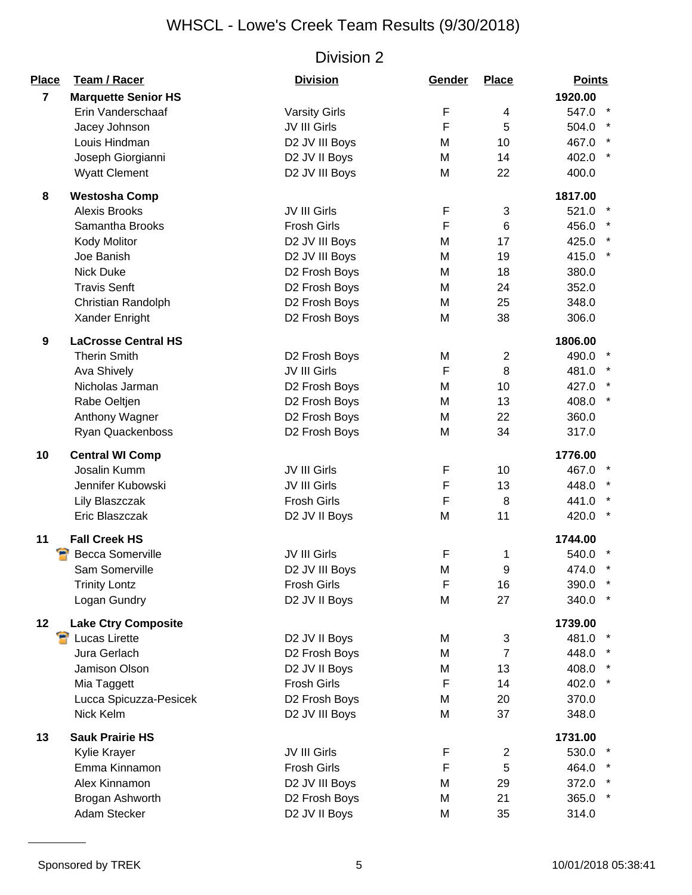# WHSCL - Lowe's Creek Team Results (9/30/2018)

## Division 2

| Place | Team / Racer | Division | Gender | Place | Points | |
|---|---|---|---|---|---|---|
| **7** | **Marquette Senior HS** | | | | **1920.00** | |
| | Erin Vanderschaaf | Varsity Girls | F | 4 | 547.0 | * |
| | Jacey Johnson | JV III Girls | F | 5 | 504.0 | * |
| | Louis Hindman | D2 JV III Boys | M | 10 | 467.0 | * |
| | Joseph Giorgianni | D2 JV II Boys | M | 14 | 402.0 | * |
| | Wyatt Clement | D2 JV III Boys | M | 22 | 400.0 | |
| **8** | **Westosha Comp** | | | | **1817.00** | |
| | Alexis Brooks | JV III Girls | F | 3 | 521.0 | * |
| | Samantha Brooks | Frosh Girls | F | 6 | 456.0 | * |
| | Kody Molitor | D2 JV III Boys | M | 17 | 425.0 | * |
| | Joe Banish | D2 JV III Boys | M | 19 | 415.0 | * |
| | Nick Duke | D2 Frosh Boys | M | 18 | 380.0 | |
| | Travis Senft | D2 Frosh Boys | M | 24 | 352.0 | |
| | Christian Randolph | D2 Frosh Boys | M | 25 | 348.0 | |
| | Xander Enright | D2 Frosh Boys | M | 38 | 306.0 | |
| **9** | **LaCrosse Central HS** | | | | **1806.00** | |
| | Therin Smith | D2 Frosh Boys | M | 2 | 490.0 | * |
| | Ava Shively | JV III Girls | F | 8 | 481.0 | * |
| | Nicholas Jarman | D2 Frosh Boys | M | 10 | 427.0 | * |
| | Rabe Oeltjen | D2 Frosh Boys | M | 13 | 408.0 | * |
| | Anthony Wagner | D2 Frosh Boys | M | 22 | 360.0 | |
| | Ryan Quackenboss | D2 Frosh Boys | M | 34 | 317.0 | |
| **10** | **Central WI Comp** | | | | **1776.00** | |
| | Josalin Kumm | JV III Girls | F | 10 | 467.0 | * |
| | Jennifer Kubowski | JV III Girls | F | 13 | 448.0 | * |
| | Lily Blaszczak | Frosh Girls | F | 8 | 441.0 | * |
| | Eric Blaszczak | D2 JV II Boys | M | 11 | 420.0 | * |
| **11** | **Fall Creek HS** | | | | **1744.00** | |
| | Becca Somerville | JV III Girls | F | 1 | 540.0 | * |
| | Sam Somerville | D2 JV III Boys | M | 9 | 474.0 | * |
| | Trinity Lontz | Frosh Girls | F | 16 | 390.0 | * |
| | Logan Gundry | D2 JV II Boys | M | 27 | 340.0 | * |
| **12** | **Lake Ctry Composite** | | | | **1739.00** | |
| | Lucas Lirette | D2 JV II Boys | M | 3 | 481.0 | * |
| | Jura Gerlach | D2 Frosh Boys | M | 7 | 448.0 | * |
| | Jamison Olson | D2 JV II Boys | M | 13 | 408.0 | * |
| | Mia Taggett | Frosh Girls | F | 14 | 402.0 | * |
| | Lucca Spicuzza-Pesicek | D2 Frosh Boys | M | 20 | 370.0 | |
| | Nick Kelm | D2 JV III Boys | M | 37 | 348.0 | |
| **13** | **Sauk Prairie HS** | | | | **1731.00** | |
| | Kylie Krayer | JV III Girls | F | 2 | 530.0 | * |
| | Emma Kinnamon | Frosh Girls | F | 5 | 464.0 | * |
| | Alex Kinnamon | D2 JV III Boys | M | 29 | 372.0 | * |
| | Brogan Ashworth | D2 Frosh Boys | M | 21 | 365.0 | * |
| | Adam Stecker | D2 JV II Boys | M | 35 | 314.0 | |

Sponsored by TREK

10/01/2018 05:38:41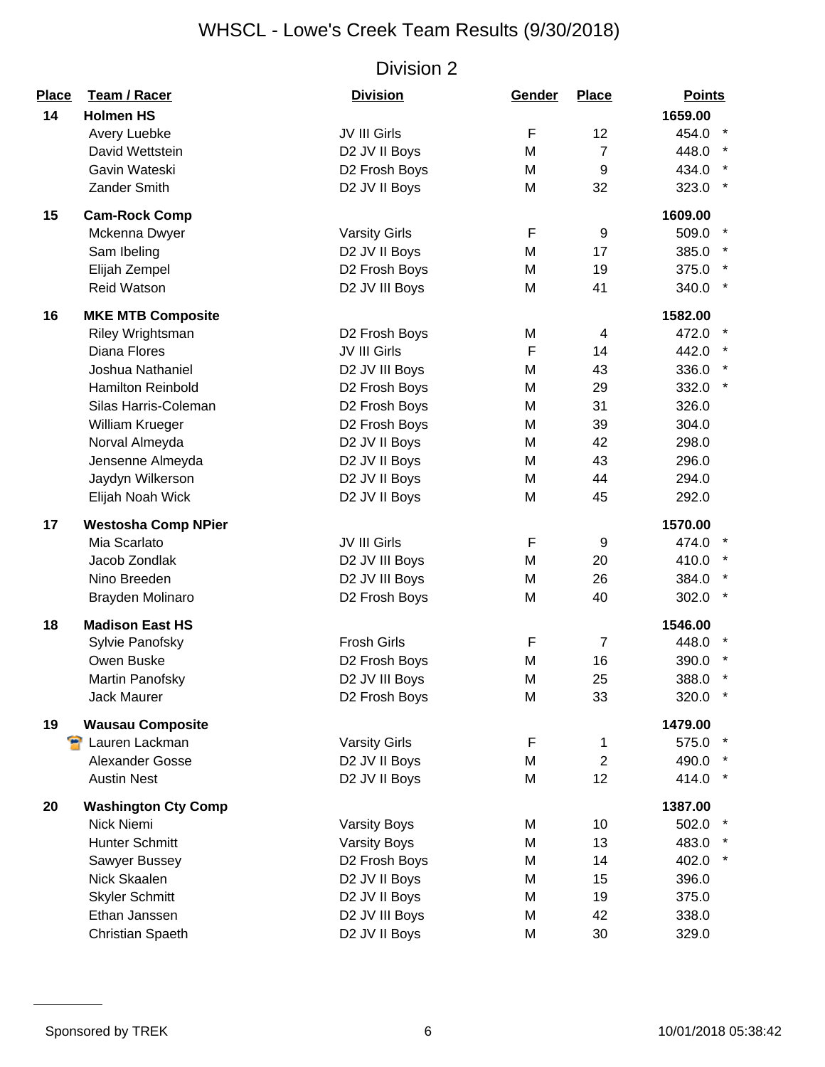# WHSCL - Lowe's Creek Team Results (9/30/2018)

## Division 2

| Place | Team / Racer | Division | Gender | Place | Points | |
|---|---|---|---|---|---|---|
| 14 | **Holmen HS** | | | | **1659.00** | |
| | Avery Luebke | JV III Girls | F | 12 | 454.0 | * |
| | David Wettstein | D2 JV II Boys | M | 7 | 448.0 | * |
| | Gavin Wateski | D2 Frosh Boys | M | 9 | 434.0 | * |
| | Zander Smith | D2 JV II Boys | M | 32 | 323.0 | * |
| 15 | **Cam-Rock Comp** | | | | **1609.00** | |
| | Mckenna Dwyer | Varsity Girls | F | 9 | 509.0 | * |
| | Sam Ibeling | D2 JV II Boys | M | 17 | 385.0 | * |
| | Elijah Zempel | D2 Frosh Boys | M | 19 | 375.0 | * |
| | Reid Watson | D2 JV III Boys | M | 41 | 340.0 | * |
| 16 | **MKE MTB Composite** | | | | **1582.00** | |
| | Riley Wrightsman | D2 Frosh Boys | M | 4 | 472.0 | * |
| | Diana Flores | JV III Girls | F | 14 | 442.0 | * |
| | Joshua Nathaniel | D2 JV III Boys | M | 43 | 336.0 | * |
| | Hamilton Reinbold | D2 Frosh Boys | M | 29 | 332.0 | * |
| | Silas Harris-Coleman | D2 Frosh Boys | M | 31 | 326.0 | |
| | William Krueger | D2 Frosh Boys | M | 39 | 304.0 | |
| | Norval Almeyda | D2 JV II Boys | M | 42 | 298.0 | |
| | Jensenne Almeyda | D2 JV II Boys | M | 43 | 296.0 | |
| | Jaydyn Wilkerson | D2 JV II Boys | M | 44 | 294.0 | |
| | Elijah Noah Wick | D2 JV II Boys | M | 45 | 292.0 | |
| 17 | **Westosha Comp NPier** | | | | **1570.00** | |
| | Mia Scarlato | JV III Girls | F | 9 | 474.0 | * |
| | Jacob Zondlak | D2 JV III Boys | M | 20 | 410.0 | * |
| | Nino Breeden | D2 JV III Boys | M | 26 | 384.0 | * |
| | Brayden Molinaro | D2 Frosh Boys | M | 40 | 302.0 | * |
| 18 | **Madison East HS** | | | | **1546.00** | |
| | Sylvie Panofsky | Frosh Girls | F | 7 | 448.0 | * |
| | Owen Buske | D2 Frosh Boys | M | 16 | 390.0 | * |
| | Martin Panofsky | D2 JV III Boys | M | 25 | 388.0 | * |
| | Jack Maurer | D2 Frosh Boys | M | 33 | 320.0 | * |
| 19 | **Wausau Composite** | | | | **1479.00** | |
| | Lauren Lackman | Varsity Girls | F | 1 | 575.0 | * |
| | Alexander Gosse | D2 JV II Boys | M | 2 | 490.0 | * |
| | Austin Nest | D2 JV II Boys | M | 12 | 414.0 | * |
| 20 | **Washington Cty Comp** | | | | **1387.00** | |
| | Nick Niemi | Varsity Boys | M | 10 | 502.0 | * |
| | Hunter Schmitt | Varsity Boys | M | 13 | 483.0 | * |
| | Sawyer Bussey | D2 Frosh Boys | M | 14 | 402.0 | * |
| | Nick Skaalen | D2 JV II Boys | M | 15 | 396.0 | |
| | Skyler Schmitt | D2 JV II Boys | M | 19 | 375.0 | |
| | Ethan Janssen | D2 JV III Boys | M | 42 | 338.0 | |
| | Christian Spaeth | D2 JV II Boys | M | 30 | 329.0 | |

Sponsored by TREK

10/01/2018 05:38:42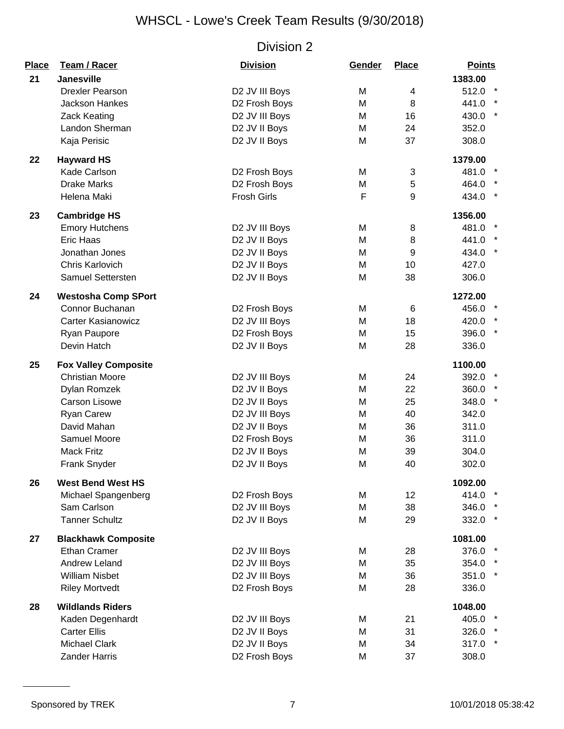# WHSCL - Lowe's Creek Team Results (9/30/2018)

## Division 2

| Place | Team / Racer | Division | Gender | Place | Points | |
|---|---|---|---|---|---|---|
| 21 | **Janesville** | | | | 1383.00 | |
| | Drexler Pearson | D2 JV III Boys | M | 4 | 512.0 | * |
| | Jackson Hankes | D2 Frosh Boys | M | 8 | 441.0 | * |
| | Zack Keating | D2 JV III Boys | M | 16 | 430.0 | * |
| | Landon Sherman | D2 JV II Boys | M | 24 | 352.0 | |
| | Kaja Perisic | D2 JV II Boys | M | 37 | 308.0 | |
| 22 | **Hayward HS** | | | | 1379.00 | |
| | Kade Carlson | D2 Frosh Boys | M | 3 | 481.0 | * |
| | Drake Marks | D2 Frosh Boys | M | 5 | 464.0 | * |
| | Helena Maki | Frosh Girls | F | 9 | 434.0 | * |
| 23 | **Cambridge HS** | | | | 1356.00 | |
| | Emory Hutchens | D2 JV III Boys | M | 8 | 481.0 | * |
| | Eric Haas | D2 JV II Boys | M | 8 | 441.0 | * |
| | Jonathan Jones | D2 JV II Boys | M | 9 | 434.0 | * |
| | Chris Karlovich | D2 JV II Boys | M | 10 | 427.0 | |
| | Samuel Settersten | D2 JV II Boys | M | 38 | 306.0 | |
| 24 | **Westosha Comp SPort** | | | | 1272.00 | |
| | Connor Buchanan | D2 Frosh Boys | M | 6 | 456.0 | * |
| | Carter Kasianowicz | D2 JV III Boys | M | 18 | 420.0 | * |
| | Ryan Paupore | D2 Frosh Boys | M | 15 | 396.0 | * |
| | Devin Hatch | D2 JV II Boys | M | 28 | 336.0 | |
| 25 | **Fox Valley Composite** | | | | 1100.00 | |
| | Christian Moore | D2 JV III Boys | M | 24 | 392.0 | * |
| | Dylan Romzek | D2 JV II Boys | M | 22 | 360.0 | * |
| | Carson Lisowe | D2 JV II Boys | M | 25 | 348.0 | * |
| | Ryan Carew | D2 JV III Boys | M | 40 | 342.0 | |
| | David Mahan | D2 JV II Boys | M | 36 | 311.0 | |
| | Samuel Moore | D2 Frosh Boys | M | 36 | 311.0 | |
| | Mack Fritz | D2 JV II Boys | M | 39 | 304.0 | |
| | Frank Snyder | D2 JV II Boys | M | 40 | 302.0 | |
| 26 | **West Bend West HS** | | | | 1092.00 | |
| | Michael Spangenberg | D2 Frosh Boys | M | 12 | 414.0 | * |
| | Sam Carlson | D2 JV III Boys | M | 38 | 346.0 | * |
| | Tanner Schultz | D2 JV II Boys | M | 29 | 332.0 | * |
| 27 | **Blackhawk Composite** | | | | 1081.00 | |
| | Ethan Cramer | D2 JV III Boys | M | 28 | 376.0 | * |
| | Andrew Leland | D2 JV III Boys | M | 35 | 354.0 | * |
| | William Nisbet | D2 JV III Boys | M | 36 | 351.0 | * |
| | Riley Mortvedt | D2 Frosh Boys | M | 28 | 336.0 | |
| 28 | **Wildlands Riders** | | | | 1048.00 | |
| | Kaden Degenhardt | D2 JV III Boys | M | 21 | 405.0 | * |
| | Carter Ellis | D2 JV II Boys | M | 31 | 326.0 | * |
| | Michael Clark | D2 JV II Boys | M | 34 | 317.0 | * |
| | Zander Harris | D2 Frosh Boys | M | 37 | 308.0 | |

Sponsored by TREK

10/01/2018 05:38:42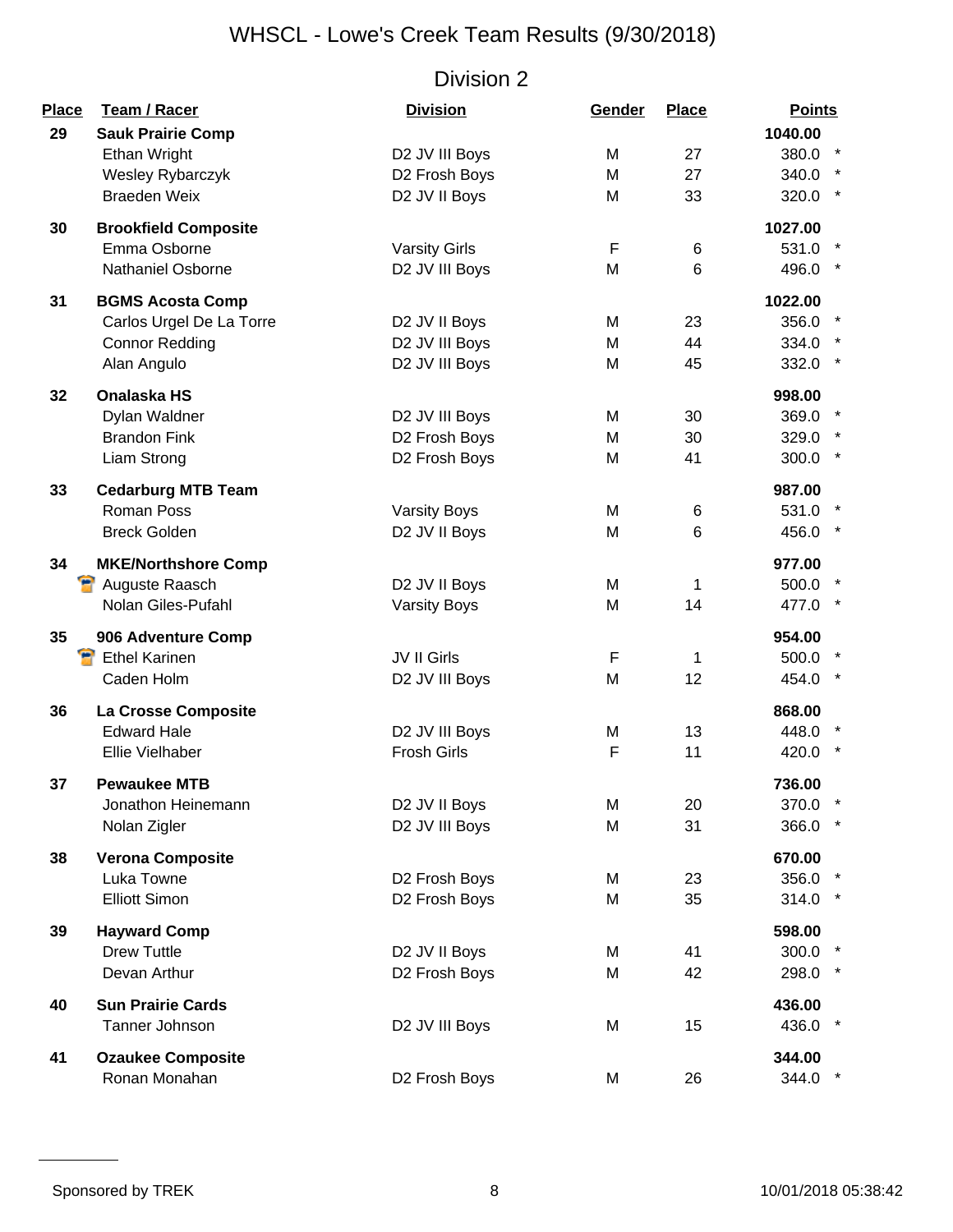# WHSCL - Lowe's Creek Team Results (9/30/2018)

## Division 2

| Place | Team / Racer | Division | Gender | Place | Points | |
|---|---|---|---|---|---|---|
| **29** | **Sauk Prairie Comp** | | | | **1040.00** | |
| | Ethan Wright | D2 JV III Boys | M | 27 | 380.0 | * |
| | Wesley Rybarczyk | D2 Frosh Boys | M | 27 | 340.0 | * |
| | Braeden Weix | D2 JV II Boys | M | 33 | 320.0 | * |
| **30** | **Brookfield Composite** | | | | **1027.00** | |
| | Emma Osborne | Varsity Girls | F | 6 | 531.0 | * |
| | Nathaniel Osborne | D2 JV III Boys | M | 6 | 496.0 | * |
| **31** | **BGMS Acosta Comp** | | | | **1022.00** | |
| | Carlos Urgel De La Torre | D2 JV II Boys | M | 23 | 356.0 | * |
| | Connor Redding | D2 JV III Boys | M | 44 | 334.0 | * |
| | Alan Angulo | D2 JV III Boys | M | 45 | 332.0 | * |
| **32** | **Onalaska HS** | | | | **998.00** | |
| | Dylan Waldner | D2 JV III Boys | M | 30 | 369.0 | * |
| | Brandon Fink | D2 Frosh Boys | M | 30 | 329.0 | * |
| | Liam Strong | D2 Frosh Boys | M | 41 | 300.0 | * |
| **33** | **Cedarburg MTB Team** | | | | **987.00** | |
| | Roman Poss | Varsity Boys | M | 6 | 531.0 | * |
| | Breck Golden | D2 JV II Boys | M | 6 | 456.0 | * |
| **34** | **MKE/Northshore Comp** | | | | **977.00** | |
| | Auguste Raasch | D2 JV II Boys | M | 1 | 500.0 | * |
| | Nolan Giles-Pufahl | Varsity Boys | M | 14 | 477.0 | * |
| **35** | **906 Adventure Comp** | | | | **954.00** | |
| | Ethel Karinen | JV II Girls | F | 1 | 500.0 | * |
| | Caden Holm | D2 JV III Boys | M | 12 | 454.0 | * |
| **36** | **La Crosse Composite** | | | | **868.00** | |
| | Edward Hale | D2 JV III Boys | M | 13 | 448.0 | * |
| | Ellie Vielhaber | Frosh Girls | F | 11 | 420.0 | * |
| **37** | **Pewaukee MTB** | | | | **736.00** | |
| | Jonathon Heinemann | D2 JV II Boys | M | 20 | 370.0 | * |
| | Nolan Zigler | D2 JV III Boys | M | 31 | 366.0 | * |
| **38** | **Verona Composite** | | | | **670.00** | |
| | Luka Towne | D2 Frosh Boys | M | 23 | 356.0 | * |
| | Elliott Simon | D2 Frosh Boys | M | 35 | 314.0 | * |
| **39** | **Hayward Comp** | | | | **598.00** | |
| | Drew Tuttle | D2 JV II Boys | M | 41 | 300.0 | * |
| | Devan Arthur | D2 Frosh Boys | M | 42 | 298.0 | * |
| **40** | **Sun Prairie Cards** | | | | **436.00** | |
| | Tanner Johnson | D2 JV III Boys | M | 15 | 436.0 | * |
| **41** | **Ozaukee Composite** | | | | **344.00** | |
| | Ronan Monahan | D2 Frosh Boys | M | 26 | 344.0 | * |

Sponsored by TREK

10/01/2018 05:38:42